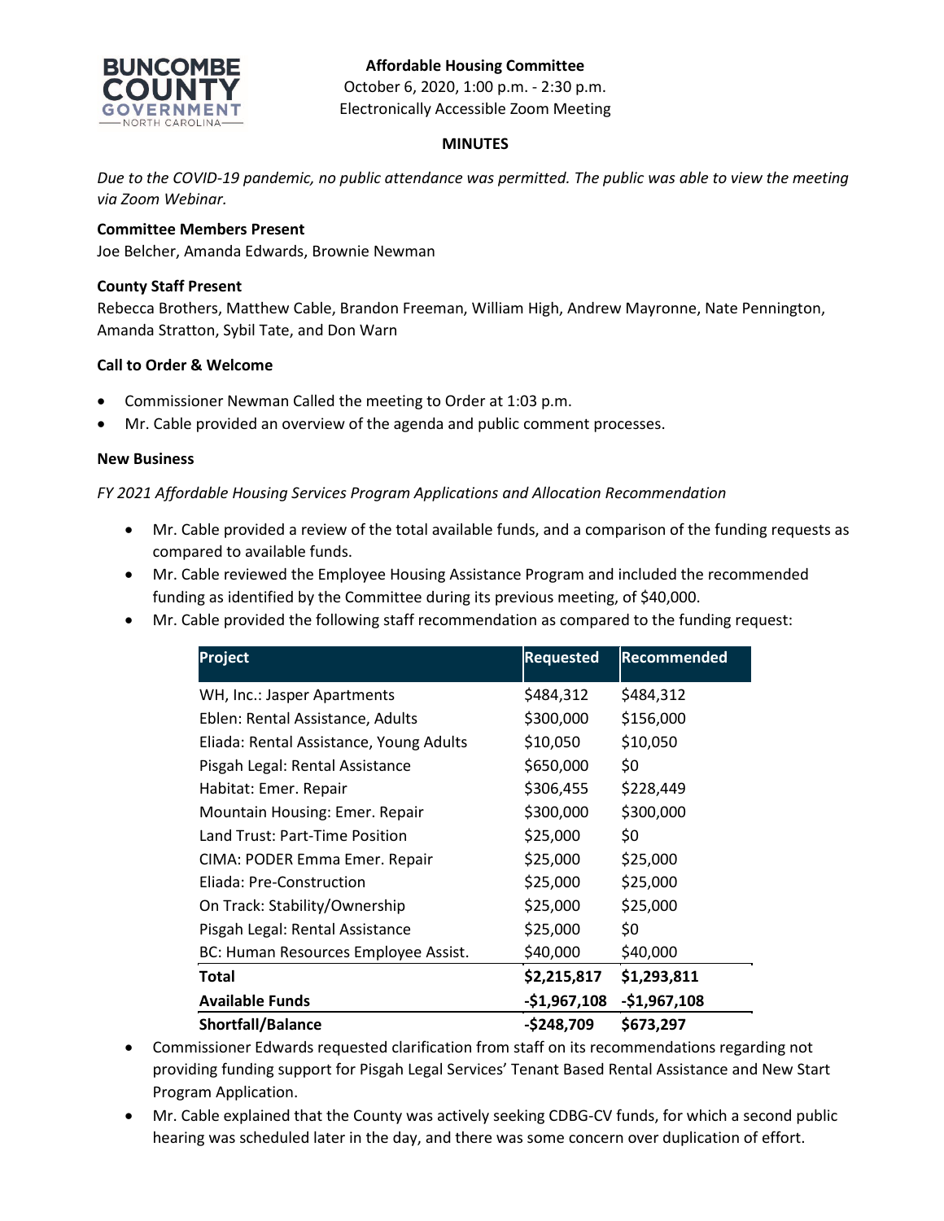**Affordable Housing Committee**
October 6, 2020, 1:00 p.m. - 2:30 p.m.
Electronically Accessible Zoom Meeting

**MINUTES**

*Due to the COVID-19 pandemic, no public attendance was permitted. The public was able to view the meeting via Zoom Webinar.*

**Committee Members Present**
Joe Belcher, Amanda Edwards, Brownie Newman

**County Staff Present**
Rebecca Brothers, Matthew Cable, Brandon Freeman, William High, Andrew Mayronne, Nate Pennington, Amanda Stratton, Sybil Tate, and Don Warn

**Call to Order & Welcome**

- Commissioner Newman Called the meeting to Order at 1:03 p.m.
- Mr. Cable provided an overview of the agenda and public comment processes.

**New Business**

*FY 2021 Affordable Housing Services Program Applications and Allocation Recommendation*

- Mr. Cable provided a review of the total available funds, and a comparison of the funding requests as compared to available funds.
- Mr. Cable reviewed the Employee Housing Assistance Program and included the recommended funding as identified by the Committee during its previous meeting, of $40,000.
- Mr. Cable provided the following staff recommendation as compared to the funding request:

| Project | Requested | Recommended |
|---|---|---|
| WH, Inc.: Jasper Apartments | $484,312 | $484,312 |
| Eblen: Rental Assistance, Adults | $300,000 | $156,000 |
| Eliada: Rental Assistance, Young Adults | $10,050 | $10,050 |
| Pisgah Legal: Rental Assistance | $650,000 | $0 |
| Habitat: Emer. Repair | $306,455 | $228,449 |
| Mountain Housing: Emer. Repair | $300,000 | $300,000 |
| Land Trust: Part-Time Position | $25,000 | $0 |
| CIMA: PODER Emma Emer. Repair | $25,000 | $25,000 |
| Eliada: Pre-Construction | $25,000 | $25,000 |
| On Track: Stability/Ownership | $25,000 | $25,000 |
| Pisgah Legal: Rental Assistance | $25,000 | $0 |
| BC: Human Resources Employee Assist. | $40,000 | $40,000 |
| **Total** | **$2,215,817** | **$1,293,811** |
| **Available Funds** | **-$1,967,108** | **-$1,967,108** |
| **Shortfall/Balance** | **-$248,709** | **$673,297** |

- Commissioner Edwards requested clarification from staff on its recommendations regarding not providing funding support for Pisgah Legal Services' Tenant Based Rental Assistance and New Start Program Application.
- Mr. Cable explained that the County was actively seeking CDBG-CV funds, for which a second public hearing was scheduled later in the day, and there was some concern over duplication of effort.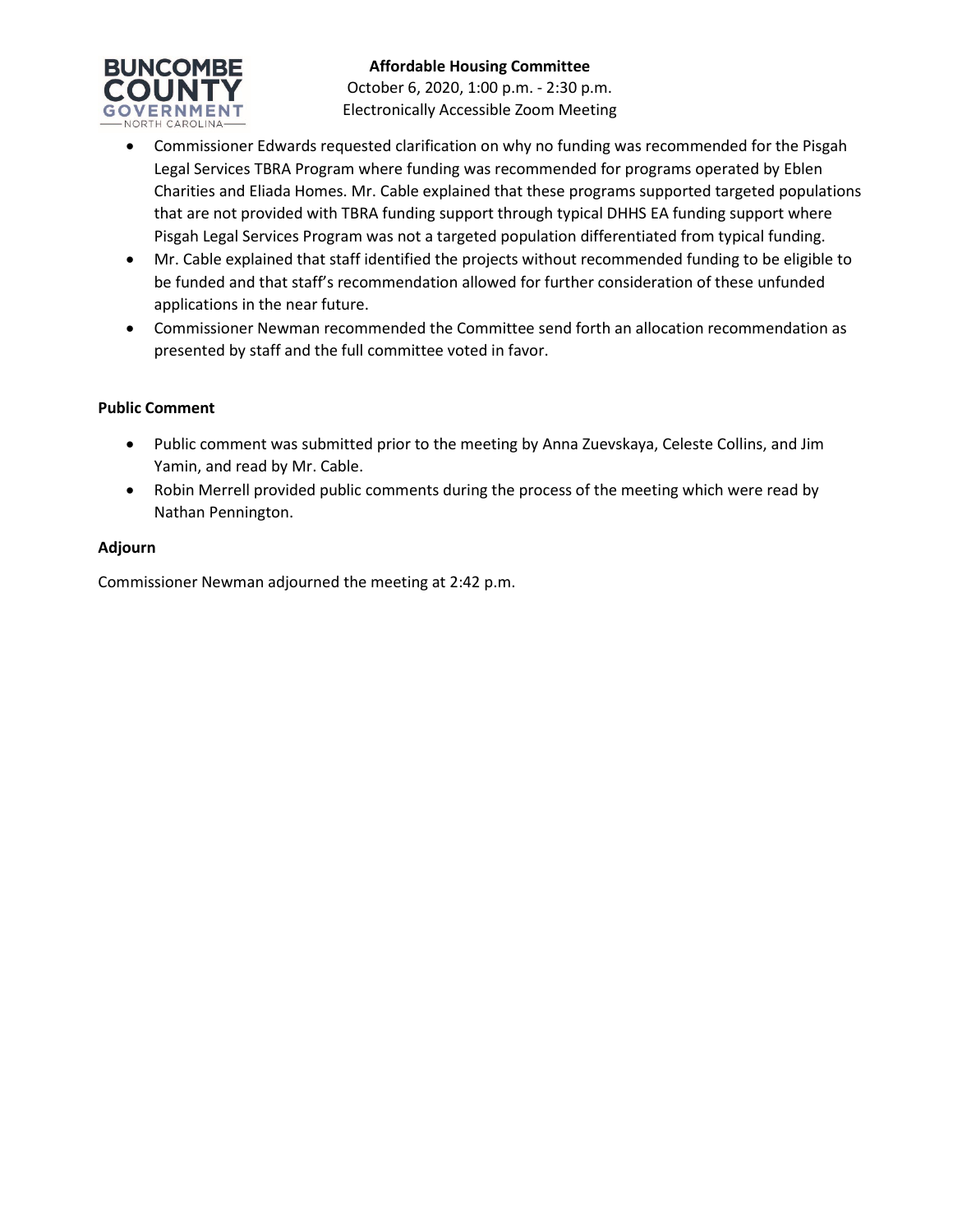- Commissioner Edwards requested clarification on why no funding was recommended for the Pisgah Legal Services TBRA Program where funding was recommended for programs operated by Eblen Charities and Eliada Homes. Mr. Cable explained that these programs supported targeted populations that are not provided with TBRA funding support through typical DHHS EA funding support where Pisgah Legal Services Program was not a targeted population differentiated from typical funding.
- Mr. Cable explained that staff identified the projects without recommended funding to be eligible to be funded and that staff's recommendation allowed for further consideration of these unfunded applications in the near future.
- Commissioner Newman recommended the Committee send forth an allocation recommendation as presented by staff and the full committee voted in favor.

**Public Comment**

- Public comment was submitted prior to the meeting by Anna Zuevskaya, Celeste Collins, and Jim Yamin, and read by Mr. Cable.
- Robin Merrell provided public comments during the process of the meeting which were read by Nathan Pennington.

**Adjourn**

Commissioner Newman adjourned the meeting at 2:42 p.m.